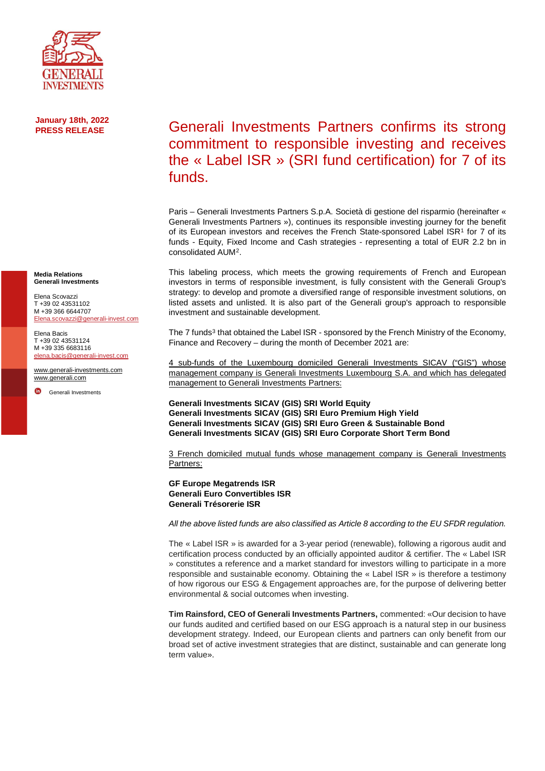**January 18th, 2022**
**PRESS RELEASE**

# Generali Investments Partners confirms its strong commitment to responsible investing and receives the « Label ISR » (SRI fund certification) for 7 of its funds.

Paris – Generali Investments Partners S.p.A. Società di gestione del risparmio (hereinafter « Generali Investments Partners »), continues its responsible investing journey for the benefit of its European investors and receives the French State-sponsored Label ISR[1] for 7 of its funds - Equity, Fixed Income and Cash strategies - representing a total of EUR 2.2 bn in consolidated AUM[2].

This labeling process, which meets the growing requirements of French and European investors in terms of responsible investment, is fully consistent with the Generali Group's strategy: to develop and promote a diversified range of responsible investment solutions, on listed assets and unlisted. It is also part of the Generali group's approach to responsible investment and sustainable development.

The 7 funds[3] that obtained the Label ISR - sponsored by the French Ministry of the Economy, Finance and Recovery – during the month of December 2021 are:

4 sub-funds of the Luxembourg domiciled Generali Investments SICAV ("GIS") whose management company is Generali Investments Luxembourg S.A. and which has delegated management to Generali Investments Partners:

**Generali Investments SICAV (GIS) SRI World Equity**
**Generali Investments SICAV (GIS) SRI Euro Premium High Yield**
**Generali Investments SICAV (GIS) SRI Euro Green & Sustainable Bond**
**Generali Investments SICAV (GIS) SRI Euro Corporate Short Term Bond**

3 French domiciled mutual funds whose management company is Generali Investments Partners:

**GF Europe Megatrends ISR**
**Generali Euro Convertibles ISR**
**Generali Trésorerie ISR**

*All the above listed funds are also classified as Article 8 according to the EU SFDR regulation.*

The « Label ISR » is awarded for a 3-year period (renewable), following a rigorous audit and certification process conducted by an officially appointed auditor & certifier. The « Label ISR » constitutes a reference and a market standard for investors willing to participate in a more responsible and sustainable economy. Obtaining the « Label ISR » is therefore a testimony of how rigorous our ESG & Engagement approaches are, for the purpose of delivering better environmental & social outcomes when investing.

**Tim Rainsford, CEO of Generali Investments Partners,** commented: «Our decision to have our funds audited and certified based on our ESG approach is a natural step in our business development strategy. Indeed, our European clients and partners can only benefit from our broad set of active investment strategies that are distinct, sustainable and can generate long term value».

**Media Relations**
**Generali Investments**

Elena Scovazzi
T +39 02 43531102
M +39 366 6644707
Elena.scovazzi@generali-invest.com

Elena Bacis
T +39 02 43531124
M +39 335 6683116
elena.bacis@generali-invest.com

www.generali-investments.com
www.generali.com

Generali Investments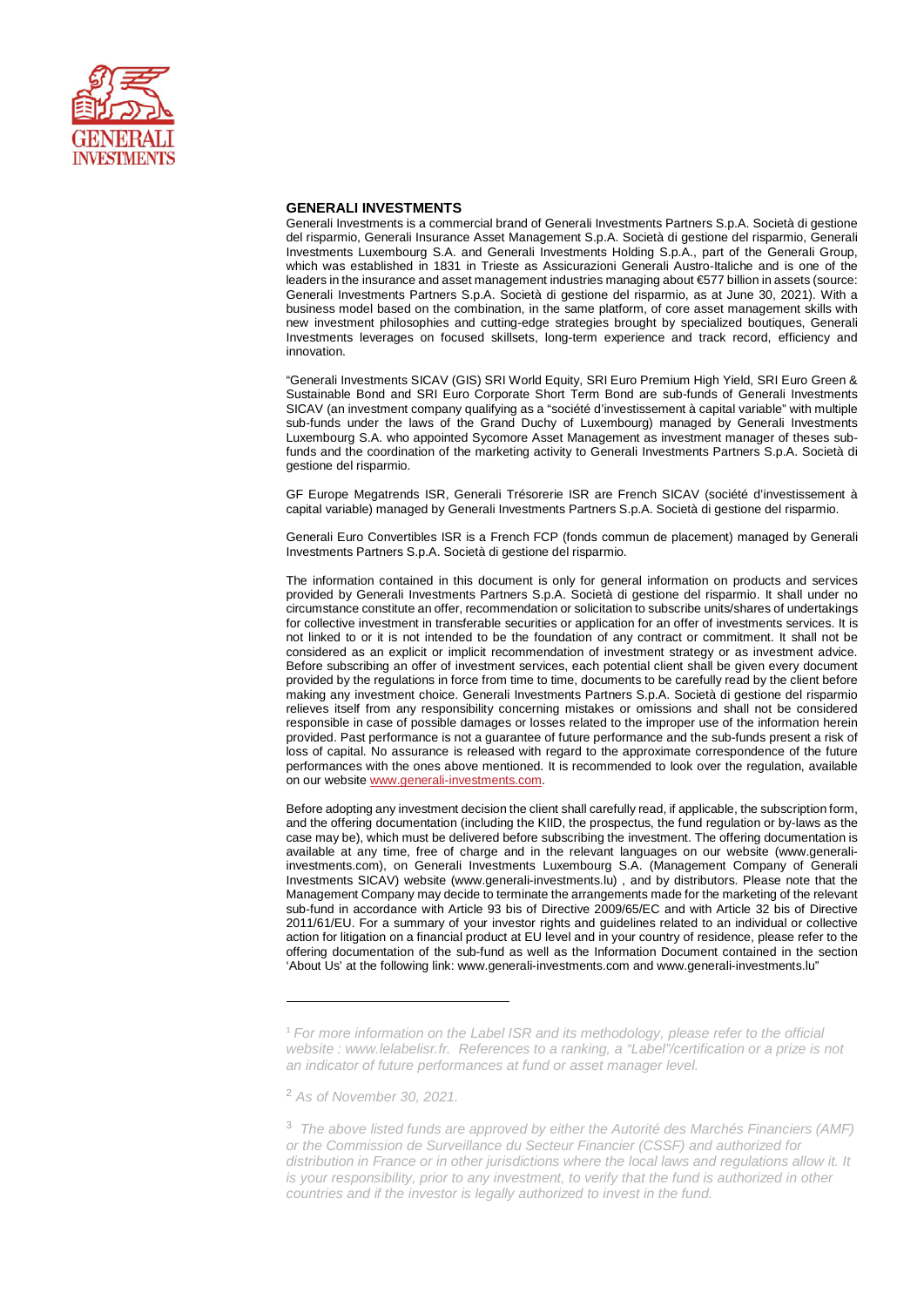## GENERALI INVESTMENTS

Generali Investments is a commercial brand of Generali Investments Partners S.p.A. Società di gestione del risparmio, Generali Insurance Asset Management S.p.A. Società di gestione del risparmio, Generali Investments Luxembourg S.A. and Generali Investments Holding S.p.A., part of the Generali Group, which was established in 1831 in Trieste as Assicurazioni Generali Austro-Italiche and is one of the leaders in the insurance and asset management industries managing about €577 billion in assets (source: Generali Investments Partners S.p.A. Società di gestione del risparmio, as at June 30, 2021). With a business model based on the combination, in the same platform, of core asset management skills with new investment philosophies and cutting-edge strategies brought by specialized boutiques, Generali Investments leverages on focused skillsets, long-term experience and track record, efficiency and innovation.

"Generali Investments SICAV (GIS) SRI World Equity, SRI Euro Premium High Yield, SRI Euro Green & Sustainable Bond and SRI Euro Corporate Short Term Bond are sub-funds of Generali Investments SICAV (an investment company qualifying as a "société d'investissement à capital variable" with multiple sub-funds under the laws of the Grand Duchy of Luxembourg) managed by Generali Investments Luxembourg S.A. who appointed Sycomore Asset Management as investment manager of theses sub-funds and the coordination of the marketing activity to Generali Investments Partners S.p.A. Società di gestione del risparmio.

GF Europe Megatrends ISR, Generali Trésorerie ISR are French SICAV (société d'investissement à capital variable) managed by Generali Investments Partners S.p.A. Società di gestione del risparmio.

Generali Euro Convertibles ISR is a French FCP (fonds commun de placement) managed by Generali Investments Partners S.p.A. Società di gestione del risparmio.

The information contained in this document is only for general information on products and services provided by Generali Investments Partners S.p.A. Società di gestione del risparmio. It shall under no circumstance constitute an offer, recommendation or solicitation to subscribe units/shares of undertakings for collective investment in transferable securities or application for an offer of investments services. It is not linked to or it is not intended to be the foundation of any contract or commitment. It shall not be considered as an explicit or implicit recommendation of investment strategy or as investment advice. Before subscribing an offer of investment services, each potential client shall be given every document provided by the regulations in force from time to time, documents to be carefully read by the client before making any investment choice. Generali Investments Partners S.p.A. Società di gestione del risparmio relieves itself from any responsibility concerning mistakes or omissions and shall not be considered responsible in case of possible damages or losses related to the improper use of the information herein provided. Past performance is not a guarantee of future performance and the sub-funds present a risk of loss of capital. No assurance is released with regard to the approximate correspondence of the future performances with the ones above mentioned. It is recommended to look over the regulation, available on our website www.generali-investments.com.

Before adopting any investment decision the client shall carefully read, if applicable, the subscription form, and the offering documentation (including the KIID, the prospectus, the fund regulation or by-laws as the case may be), which must be delivered before subscribing the investment. The offering documentation is available at any time, free of charge and in the relevant languages on our website (www.generali-investments.com), on Generali Investments Luxembourg S.A. (Management Company of Generali Investments SICAV) website (www.generali-investments.lu) , and by distributors. Please note that the Management Company may decide to terminate the arrangements made for the marketing of the relevant sub-fund in accordance with Article 93 bis of Directive 2009/65/EC and with Article 32 bis of Directive 2011/61/EU. For a summary of your investor rights and guidelines related to an individual or collective action for litigation on a financial product at EU level and in your country of residence, please refer to the offering documentation of the sub-fund as well as the Information Document contained in the section 'About Us' at the following link: www.generali-investments.com and www.generali-investments.lu"

---

[1] *For more information on the Label ISR and its methodology, please refer to the official website : www.lelabelisr.fr. References to a ranking, a "Label"/certification or a prize is not an indicator of future performances at fund or asset manager level.*

[2] *As of November 30, 2021.*

[3] *The above listed funds are approved by either the Autorité des Marchés Financiers (AMF) or the Commission de Surveillance du Secteur Financier (CSSF) and authorized for distribution in France or in other jurisdictions where the local laws and regulations allow it. It is your responsibility, prior to any investment, to verify that the fund is authorized in other countries and if the investor is legally authorized to invest in the fund.*